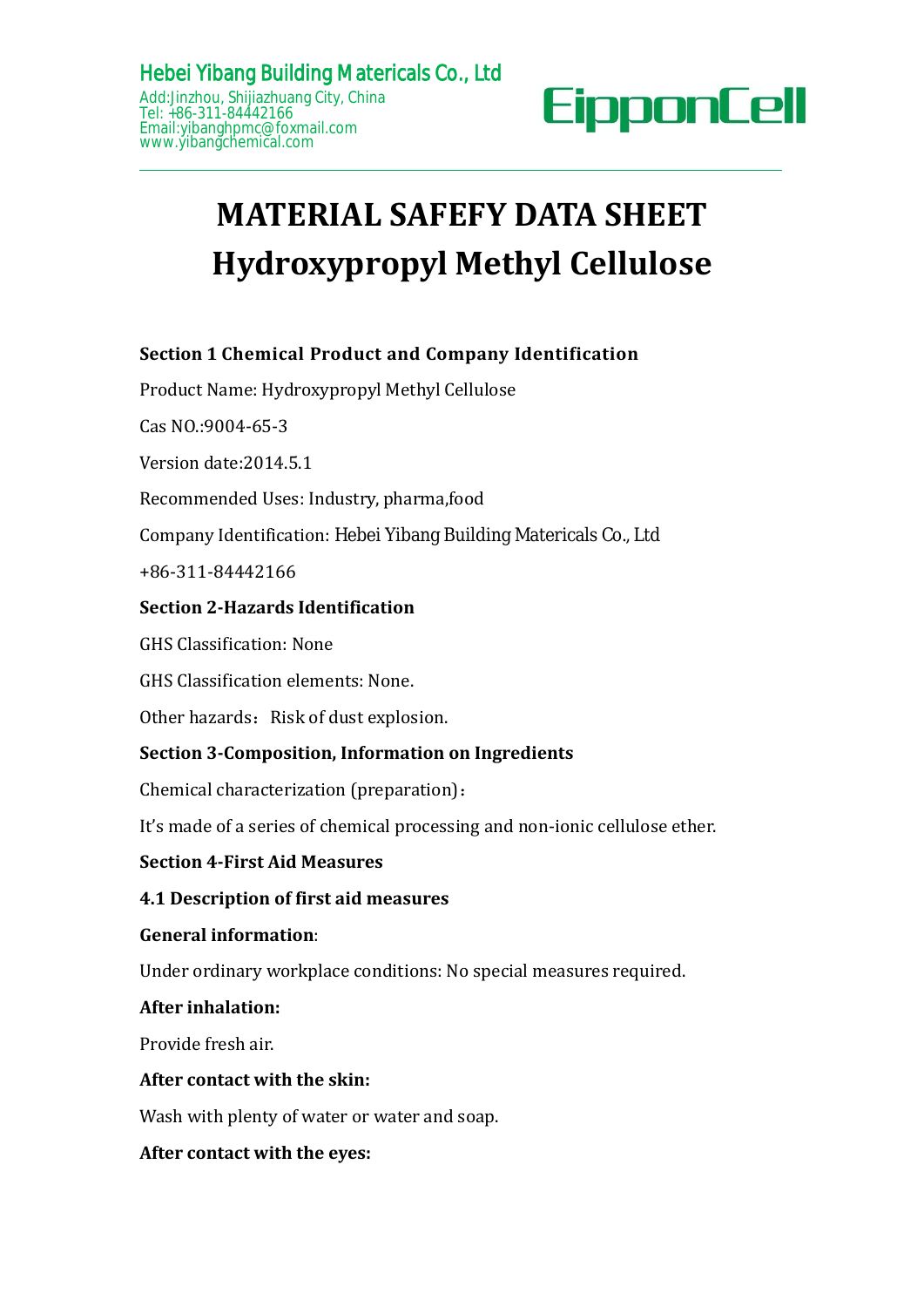Hebei Yibang Building Matericals Co., Ltd
Add:Jinzhou, Shijiazhuang City, China
Tel: +86-311-84442166
Email:yibanghpmc@foxmail.com
www.yibangchemical.com

EipponCell

# MATERIAL SAFEFY DATA SHEET
# Hydroxypropyl Methyl Cellulose

**Section 1 Chemical Product and Company Identification**

Product Name: Hydroxypropyl Methyl Cellulose

Cas NO.:9004-65-3

Version date:2014.5.1

Recommended Uses: Industry, pharma,food

Company Identification: Hebei Yibang Building Matericals Co., Ltd

+86-311-84442166

**Section 2-Hazards Identification**

GHS Classification: None

GHS Classification elements: None.

Other hazards：Risk of dust explosion.

**Section 3-Composition, Information on Ingredients**

Chemical characterization (preparation)：

It's made of a series of chemical processing and non-ionic cellulose ether.

**Section 4-First Aid Measures**

**4.1 Description of first aid measures**

**General information**:

Under ordinary workplace conditions: No special measures required.

**After inhalation:**

Provide fresh air.

**After contact with the skin:**

Wash with plenty of water or water and soap.

**After contact with the eyes:**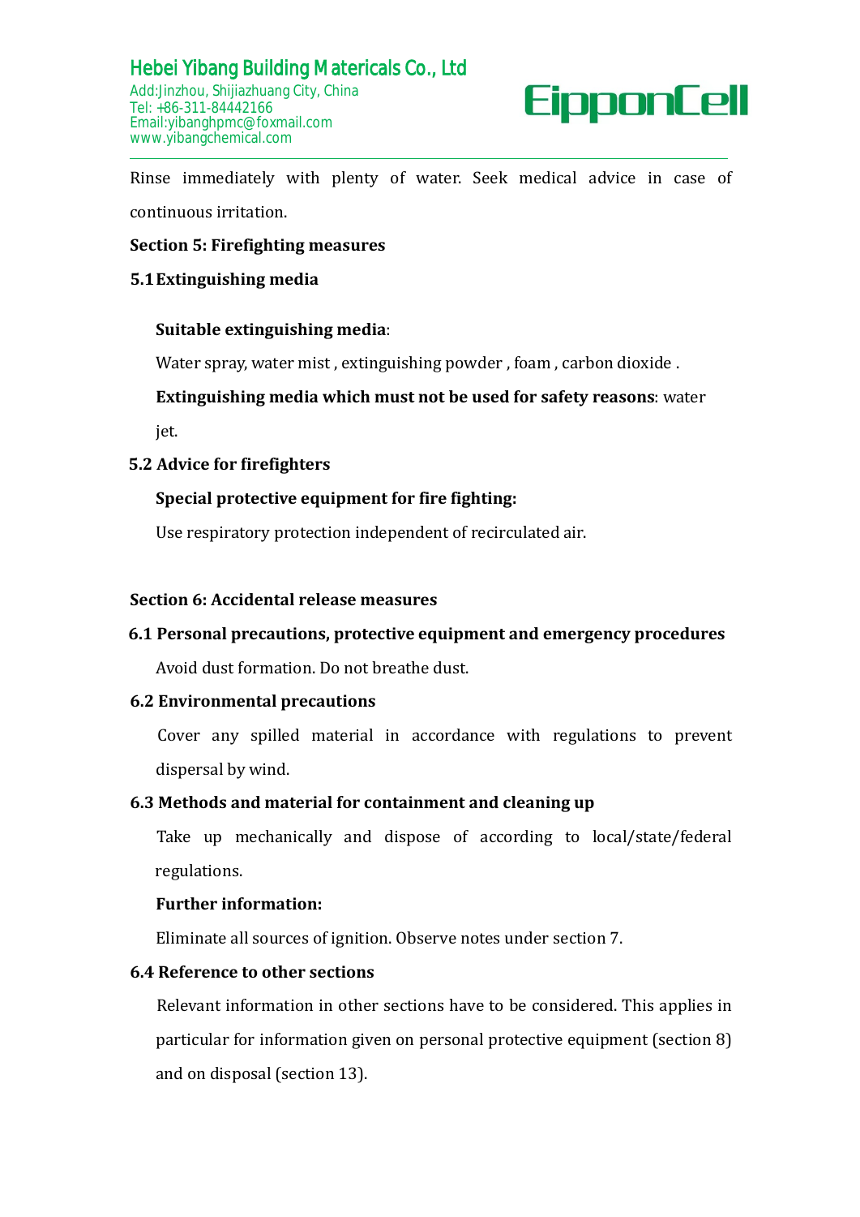Rinse immediately with plenty of water. Seek medical advice in case of continuous irritation.

## Section 5: Firefighting measures

### 5.1 Extinguishing media

**Suitable extinguishing media**:

Water spray, water mist , extinguishing powder , foam , carbon dioxide .

**Extinguishing media which must not be used for safety reasons**: water jet.

### 5.2 Advice for firefighters

**Special protective equipment for fire fighting:**

Use respiratory protection independent of recirculated air.

## Section 6: Accidental release measures

### 6.1 Personal precautions, protective equipment and emergency procedures

Avoid dust formation. Do not breathe dust.

### 6.2 Environmental precautions

Cover any spilled material in accordance with regulations to prevent dispersal by wind.

### 6.3 Methods and material for containment and cleaning up

Take up mechanically and dispose of according to local/state/federal regulations.

**Further information:**

Eliminate all sources of ignition. Observe notes under section 7.

### 6.4 Reference to other sections

Relevant information in other sections have to be considered. This applies in particular for information given on personal protective equipment (section 8) and on disposal (section 13).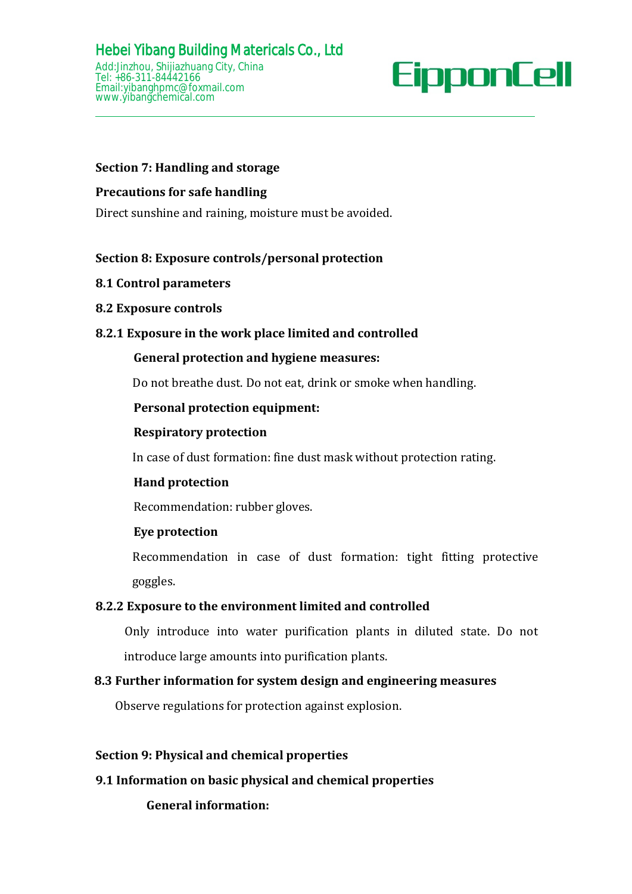## Section 7: Handling and storage

**Precautions for safe handling**

Direct sunshine and raining, moisture must be avoided.

## Section 8: Exposure controls/personal protection

**8.1 Control parameters**

**8.2 Exposure controls**

**8.2.1 Exposure in the work place limited and controlled**

**General protection and hygiene measures:**

Do not breathe dust. Do not eat, drink or smoke when handling.

**Personal protection equipment:**

**Respiratory protection**

In case of dust formation: fine dust mask without protection rating.

**Hand protection**

Recommendation: rubber gloves.

**Eye protection**

Recommendation in case of dust formation: tight fitting protective goggles.

**8.2.2 Exposure to the environment limited and controlled**

Only introduce into water purification plants in diluted state. Do not introduce large amounts into purification plants.

**8.3 Further information for system design and engineering measures**

Observe regulations for protection against explosion.

## Section 9: Physical and chemical properties

**9.1 Information on basic physical and chemical properties**

**General information:**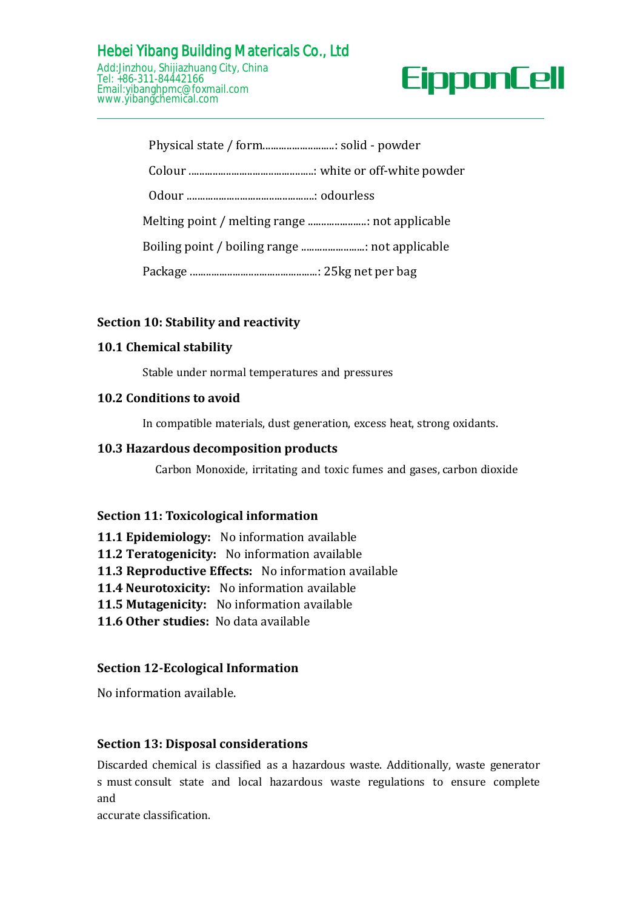Physical state / form...........................: solid - powder

Colour ...............................................: white or off-white powder

Odour ................................................: odourless

Melting point / melting range ......................: not applicable

Boiling point / boiling range ........................: not applicable

Package ................................................: 25kg net per bag

## Section 10: Stability and reactivity

### 10.1 Chemical stability

Stable under normal temperatures and pressures

### 10.2 Conditions to avoid

In compatible materials, dust generation, excess heat, strong oxidants.

### 10.3 Hazardous decomposition products

Carbon Monoxide, irritating and toxic fumes and gases, carbon dioxide

## Section 11: Toxicological information

**11.1 Epidemiology:** No information available
**11.2 Teratogenicity:** No information available
**11.3 Reproductive Effects:** No information available
**11.4 Neurotoxicity:** No information available
**11.5 Mutagenicity:** No information available
**11.6 Other studies:** No data available

## Section 12-Ecological Information

No information available.

## Section 13: Disposal considerations

Discarded chemical is classified as a hazardous waste. Additionally, waste generator s must consult state and local hazardous waste regulations to ensure complete and accurate classification.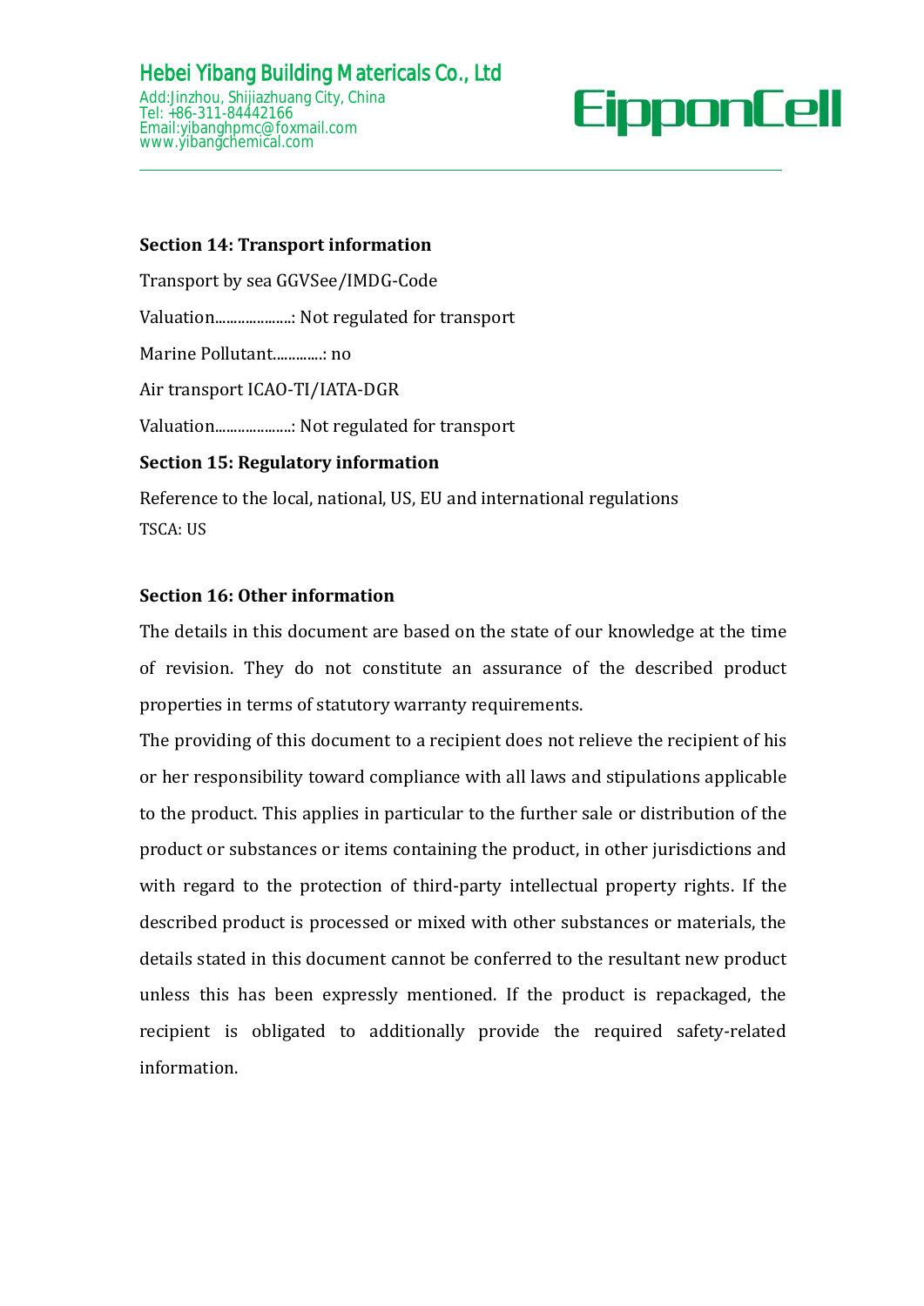## Section 14: Transport information

Transport by sea GGVSee/IMDG-Code

Valuation....................: Not regulated for transport

Marine Pollutant.............: no

Air transport ICAO-TI/IATA-DGR

Valuation....................: Not regulated for transport

## Section 15: Regulatory information

Reference to the local, national, US, EU and international regulations

TSCA: US

## Section 16: Other information

The details in this document are based on the state of our knowledge at the time of revision. They do not constitute an assurance of the described product properties in terms of statutory warranty requirements.

The providing of this document to a recipient does not relieve the recipient of his or her responsibility toward compliance with all laws and stipulations applicable to the product. This applies in particular to the further sale or distribution of the product or substances or items containing the product, in other jurisdictions and with regard to the protection of third-party intellectual property rights. If the described product is processed or mixed with other substances or materials, the details stated in this document cannot be conferred to the resultant new product unless this has been expressly mentioned. If the product is repackaged, the recipient is obligated to additionally provide the required safety-related information.